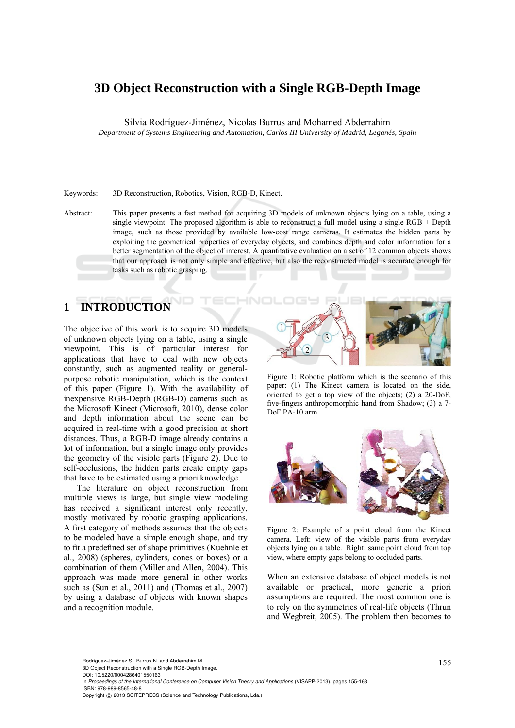# 3D Object Reconstruction with a Single RGB-Depth Image

Silvia Rodríguez-Jiménez, Nicolas Burrus and Mohamed Abderrahim

*Department of Systems Engineering and Automation, Carlos III University of Madrid, Leganés, Spain*

Keywords: 3D Reconstruction, Robotics, Vision, RGB-D, Kinect.

Abstract: This paper presents a fast method for acquiring 3D models of unknown objects lying on a table, using a single viewpoint. The proposed algorithm is able to reconstruct a full model using a single RGB + Depth image, such as those provided by available low-cost range cameras. It estimates the hidden parts by exploiting the geometrical properties of everyday objects, and combines depth and color information for a better segmentation of the object of interest. A quantitative evaluation on a set of 12 common objects shows that our approach is not only simple and effective, but also the reconstructed model is accurate enough for tasks such as robotic grasping.

## 1 INTRODUCTION

The objective of this work is to acquire 3D models of unknown objects lying on a table, using a single viewpoint. This is of particular interest for applications that have to deal with new objects constantly, such as augmented reality or general-purpose robotic manipulation, which is the context of this paper (Figure 1). With the availability of inexpensive RGB-Depth (RGB-D) cameras such as the Microsoft Kinect (Microsoft, 2010), dense color and depth information about the scene can be acquired in real-time with a good precision at short distances. Thus, a RGB-D image already contains a lot of information, but a single image only provides the geometry of the visible parts (Figure 2). Due to self-occlusions, the hidden parts create empty gaps that have to be estimated using a priori knowledge.

The literature on object reconstruction from multiple views is large, but single view modeling has received a significant interest only recently, mostly motivated by robotic grasping applications. A first category of methods assumes that the objects to be modeled have a simple enough shape, and try to fit a predefined set of shape primitives (Kuehnle et al., 2008) (spheres, cylinders, cones or boxes) or a combination of them (Miller and Allen, 2004). This approach was made more general in other works such as (Sun et al., 2011) and (Thomas et al., 2007) by using a database of objects with known shapes and a recognition module.

Figure 1: Robotic platform which is the scenario of this paper: (1) The Kinect camera is located on the side, oriented to get a top view of the objects; (2) a 20-DoF, five-fingers anthropomorphic hand from Shadow; (3) a 7-DoF PA-10 arm.

Figure 2: Example of a point cloud from the Kinect camera. Left: view of the visible parts from everyday objects lying on a table. Right: same point cloud from top view, where empty gaps belong to occluded parts.

When an extensive database of object models is not available or practical, more generic a priori assumptions are required. The most common one is to rely on the symmetries of real-life objects (Thrun and Wegbreit, 2005). The problem then becomes to

Rodríguez-Jiménez S., Burrus N. and Abderrahim M..
3D Object Reconstruction with a Single RGB-Depth Image.
DOI: 10.5220/0004286401550163
In *Proceedings of the International Conference on Computer Vision Theory and Applications* (VISAPP-2013), pages 155-163
ISBN: 978-989-8565-48-8
Copyright © 2013 SCITEPRESS (Science and Technology Publications, Lda.)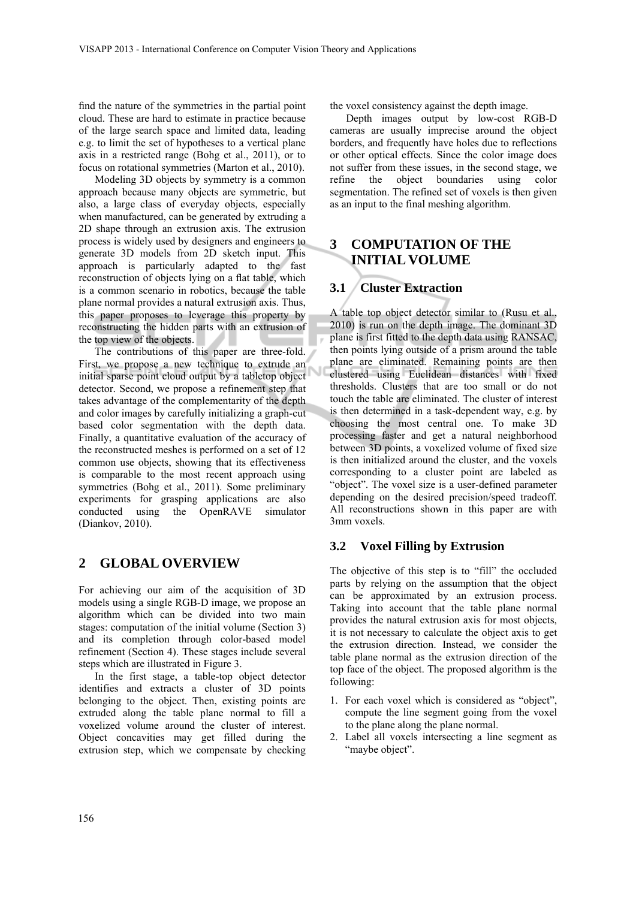find the nature of the symmetries in the partial point cloud. These are hard to estimate in practice because of the large search space and limited data, leading e.g. to limit the set of hypotheses to a vertical plane axis in a restricted range (Bohg et al., 2011), or to focus on rotational symmetries (Marton et al., 2010).

Modeling 3D objects by symmetry is a common approach because many objects are symmetric, but also, a large class of everyday objects, especially when manufactured, can be generated by extruding a 2D shape through an extrusion axis. The extrusion process is widely used by designers and engineers to generate 3D models from 2D sketch input. This approach is particularly adapted to the fast reconstruction of objects lying on a flat table, which is a common scenario in robotics, because the table plane normal provides a natural extrusion axis. Thus, this paper proposes to leverage this property by reconstructing the hidden parts with an extrusion of the top view of the objects.

The contributions of this paper are three-fold. First, we propose a new technique to extrude an initial sparse point cloud output by a tabletop object detector. Second, we propose a refinement step that takes advantage of the complementarity of the depth and color images by carefully initializing a graph-cut based color segmentation with the depth data. Finally, a quantitative evaluation of the accuracy of the reconstructed meshes is performed on a set of 12 common use objects, showing that its effectiveness is comparable to the most recent approach using symmetries (Bohg et al., 2011). Some preliminary experiments for grasping applications are also conducted using the OpenRAVE simulator (Diankov, 2010).

## 2 GLOBAL OVERVIEW

For achieving our aim of the acquisition of 3D models using a single RGB-D image, we propose an algorithm which can be divided into two main stages: computation of the initial volume (Section 3) and its completion through color-based model refinement (Section 4). These stages include several steps which are illustrated in Figure 3.

In the first stage, a table-top object detector identifies and extracts a cluster of 3D points belonging to the object. Then, existing points are extruded along the table plane normal to fill a voxelized volume around the cluster of interest. Object concavities may get filled during the extrusion step, which we compensate by checking the voxel consistency against the depth image.

Depth images output by low-cost RGB-D cameras are usually imprecise around the object borders, and frequently have holes due to reflections or other optical effects. Since the color image does not suffer from these issues, in the second stage, we refine the object boundaries using color segmentation. The refined set of voxels is then given as an input to the final meshing algorithm.

## 3 COMPUTATION OF THE INITIAL VOLUME

### 3.1 Cluster Extraction

A table top object detector similar to (Rusu et al., 2010) is run on the depth image. The dominant 3D plane is first fitted to the depth data using RANSAC, then points lying outside of a prism around the table plane are eliminated. Remaining points are then clustered using Euclidean distances with fixed thresholds. Clusters that are too small or do not touch the table are eliminated. The cluster of interest is then determined in a task-dependent way, e.g. by choosing the most central one. To make 3D processing faster and get a natural neighborhood between 3D points, a voxelized volume of fixed size is then initialized around the cluster, and the voxels corresponding to a cluster point are labeled as "object". The voxel size is a user-defined parameter depending on the desired precision/speed tradeoff. All reconstructions shown in this paper are with 3mm voxels.

### 3.2 Voxel Filling by Extrusion

The objective of this step is to "fill" the occluded parts by relying on the assumption that the object can be approximated by an extrusion process. Taking into account that the table plane normal provides the natural extrusion axis for most objects, it is not necessary to calculate the object axis to get the extrusion direction. Instead, we consider the table plane normal as the extrusion direction of the top face of the object. The proposed algorithm is the following:

1. For each voxel which is considered as "object", compute the line segment going from the voxel to the plane along the plane normal.
2. Label all voxels intersecting a line segment as "maybe object".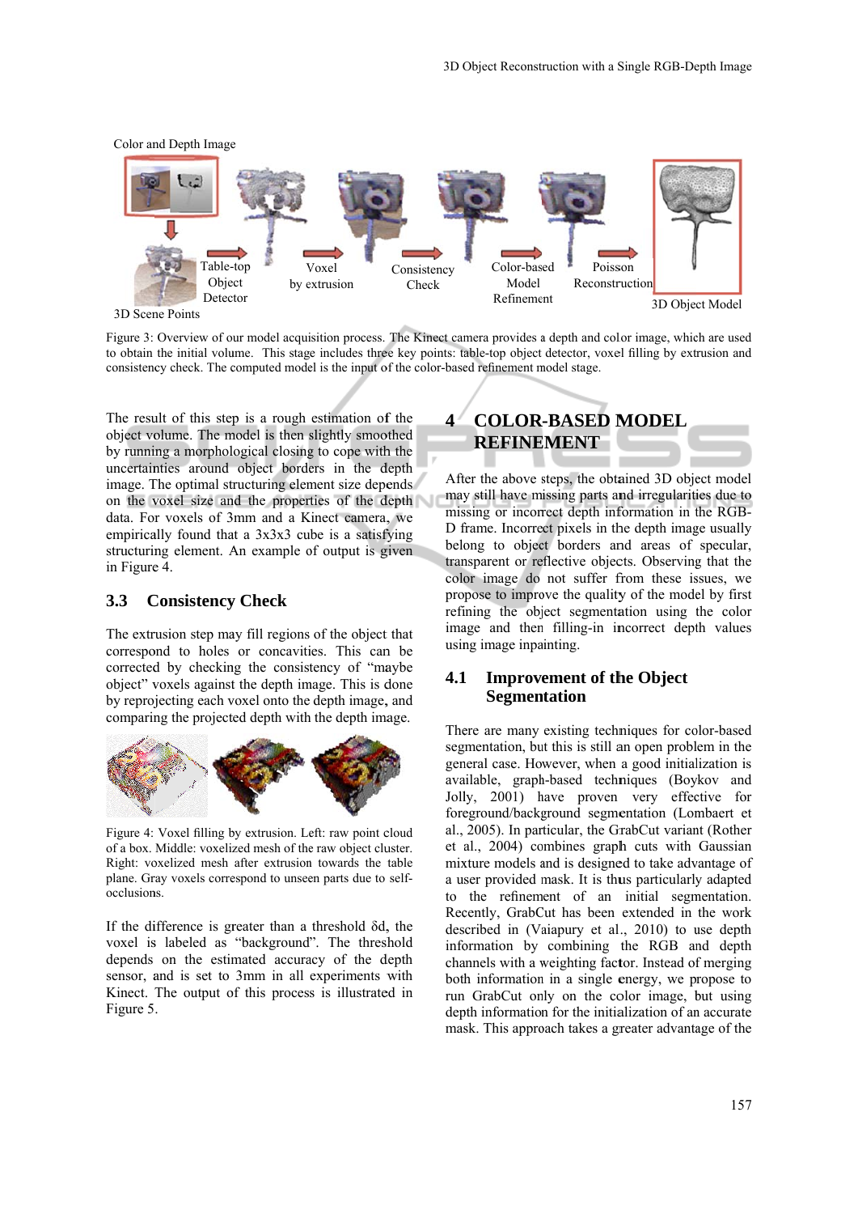Figure 3: Overview of our model acquisition process. The Kinect camera provides a depth and color image, which are used to obtain the initial volume. This stage includes three key points: table-top object detector, voxel filling by extrusion and consistency check. The computed model is the input of the color-based refinement model stage.

The result of this step is a rough estimation of the object volume. The model is then slightly smoothed by running a morphological closing to cope with the uncertainties around object borders in the depth image. The optimal structuring element size depends on the voxel size and the properties of the depth data. For voxels of 3mm and a Kinect camera, we empirically found that a 3x3x3 cube is a satisfying structuring element. An example of output is given in Figure 4.

### 3.3 Consistency Check

The extrusion step may fill regions of the object that correspond to holes or concavities. This can be corrected by checking the consistency of "maybe object" voxels against the depth image. This is done by reprojecting each voxel onto the depth image, and comparing the projected depth with the depth image.

Figure 4: Voxel filling by extrusion. Left: raw point cloud of a box. Middle: voxelized mesh of the raw object cluster. Right: voxelized mesh after extrusion towards the table plane. Gray voxels correspond to unseen parts due to self-occlusions.

If the difference is greater than a threshold δd, the voxel is labeled as "background". The threshold depends on the estimated accuracy of the depth sensor, and is set to 3mm in all experiments with Kinect. The output of this process is illustrated in Figure 5.

## 4 COLOR-BASED MODEL REFINEMENT

After the above steps, the obtained 3D object model may still have missing parts and irregularities due to missing or incorrect depth information in the RGB-D frame. Incorrect pixels in the depth image usually belong to object borders and areas of specular, transparent or reflective objects. Observing that the color image do not suffer from these issues, we propose to improve the quality of the model by first refining the object segmentation using the color image and then filling-in incorrect depth values using image inpainting.

### 4.1 Improvement of the Object Segmentation

There are many existing techniques for color-based segmentation, but this is still an open problem in the general case. However, when a good initialization is available, graph-based techniques (Boykov and Jolly, 2001) have proven very effective for foreground/background segmentation (Lombaert et al., 2005). In particular, the GrabCut variant (Rother et al., 2004) combines graph cuts with Gaussian mixture models and is designed to take advantage of a user provided mask. It is thus particularly adapted to the refinement of an initial segmentation. Recently, GrabCut has been extended in the work described in (Vaiapury et al., 2010) to use depth information by combining the RGB and depth channels with a weighting factor. Instead of merging both information in a single energy, we propose to run GrabCut only on the color image, but using depth information for the initialization of an accurate mask. This approach takes a greater advantage of the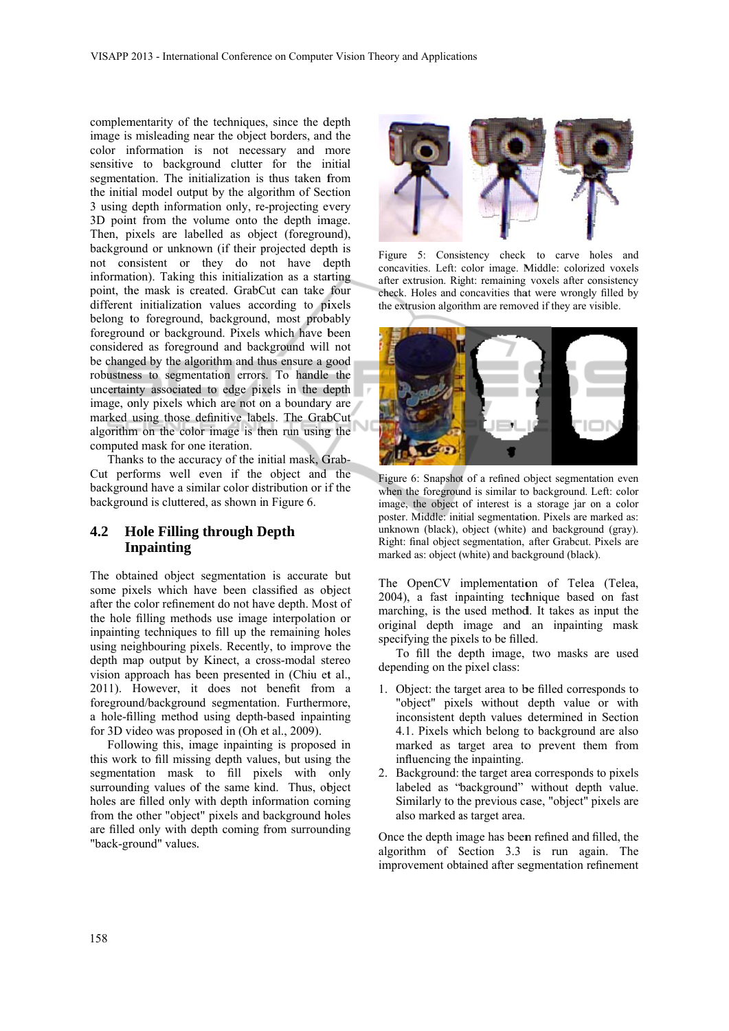complementarity of the techniques, since the depth image is misleading near the object borders, and the color information is not necessary and more sensitive to background clutter for the initial segmentation. The initialization is thus taken from the initial model output by the algorithm of Section 3 using depth information only, re-projecting every 3D point from the volume onto the depth image. Then, pixels are labelled as object (foreground), background or unknown (if their projected depth is not consistent or they do not have depth information). Taking this initialization as a starting point, the mask is created. GrabCut can take four different initialization values according to pixels belong to foreground, background, most probably foreground or background. Pixels which have been considered as foreground and background will not be changed by the algorithm and thus ensure a good robustness to segmentation errors. To handle the uncertainty associated to edge pixels in the depth image, only pixels which are not on a boundary are marked using those definitive labels. The GrabCut algorithm on the color image is then run using the computed mask for one iteration.

Thanks to the accuracy of the initial mask, GrabCut performs well even if the object and the background have a similar color distribution or if the background is cluttered, as shown in Figure 6.

Figure 5: Consistency check to carve holes and concavities. Left: color image. Middle: colorized voxels after extrusion. Right: remaining voxels after consistency check. Holes and concavities that were wrongly filled by the extrusion algorithm are removed if they are visible.

Figure 6: Snapshot of a refined object segmentation even when the foreground is similar to background. Left: color image, the object of interest is a storage jar on a color poster. Middle: initial segmentation. Pixels are marked as: unknown (black), object (white) and background (gray). Right: final object segmentation, after Grabcut. Pixels are marked as: object (white) and background (black).

## 4.2 Hole Filling through Depth Inpainting

The obtained object segmentation is accurate but some pixels which have been classified as object after the color refinement do not have depth. Most of the hole filling methods use image interpolation or inpainting techniques to fill up the remaining holes using neighbouring pixels. Recently, to improve the depth map output by Kinect, a cross-modal stereo vision approach has been presented in (Chiu et al., 2011). However, it does not benefit from a foreground/background segmentation. Furthermore, a hole-filling method using depth-based inpainting for 3D video was proposed in (Oh et al., 2009).

Following this, image inpainting is proposed in this work to fill missing depth values, but using the segmentation mask to fill pixels with only surrounding values of the same kind. Thus, object holes are filled only with depth information coming from the other "object" pixels and background holes are filled only with depth coming from surrounding "back-ground" values.

The OpenCV implementation of Telea (Telea, 2004), a fast inpainting technique based on fast marching, is the used method. It takes as input the original depth image and an inpainting mask specifying the pixels to be filled.

To fill the depth image, two masks are used depending on the pixel class:

1. Object: the target area to be filled corresponds to "object" pixels without depth value or with inconsistent depth values determined in Section 4.1. Pixels which belong to background are also marked as target area to prevent them from influencing the inpainting.
2. Background: the target area corresponds to pixels labeled as "background" without depth value. Similarly to the previous case, "object" pixels are also marked as target area.

Once the depth image has been refined and filled, the algorithm of Section 3.3 is run again. The improvement obtained after segmentation refinement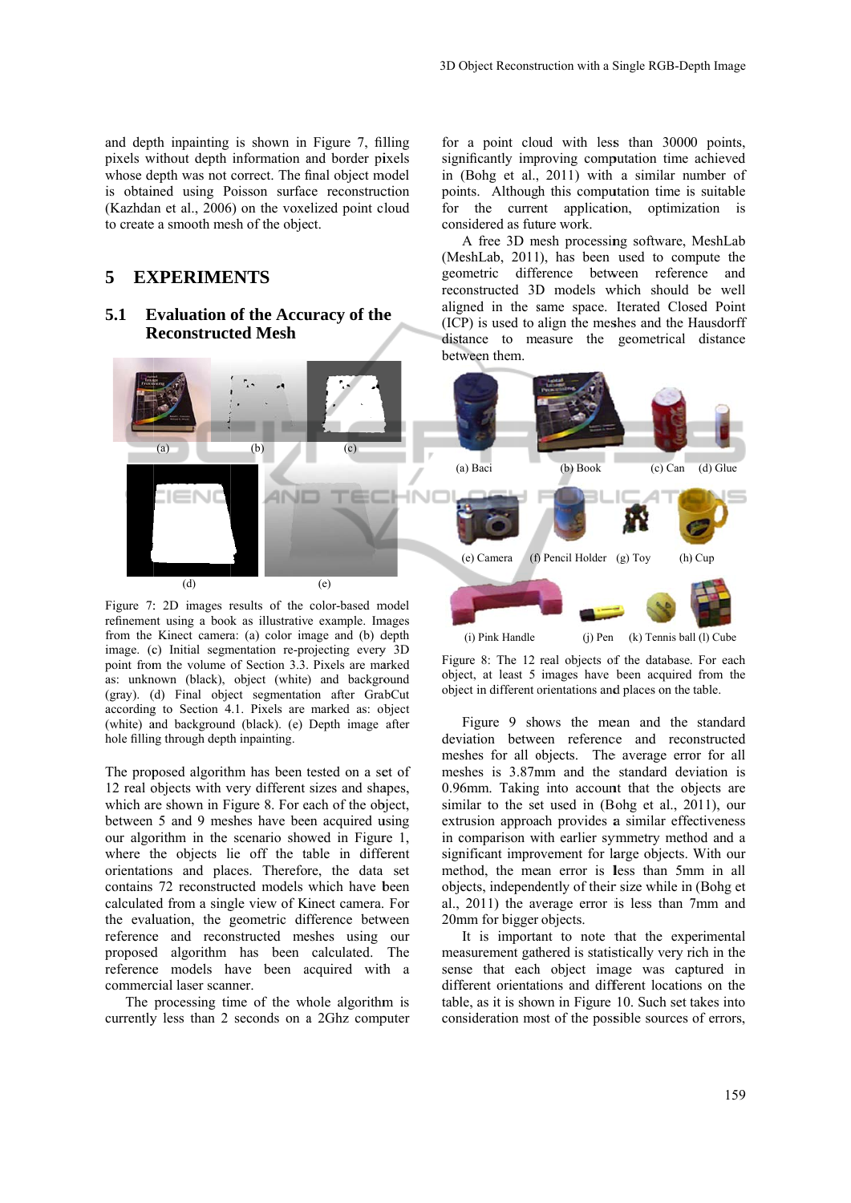and depth inpainting is shown in Figure 7, filling pixels without depth information and border pixels whose depth was not correct. The final object model is obtained using Poisson surface reconstruction (Kazhdan et al., 2006) on the voxelized point cloud to create a smooth mesh of the object.

## 5 EXPERIMENTS

### 5.1 Evaluation of the Accuracy of the Reconstructed Mesh

Figure 7: 2D images results of the color-based model refinement using a book as illustrative example. Images from the Kinect camera: (a) color image and (b) depth image. (c) Initial segmentation re-projecting every 3D point from the volume of Section 3.3. Pixels are marked as: unknown (black), object (white) and background (gray). (d) Final object segmentation after GrabCut according to Section 4.1. Pixels are marked as: object (white) and background (black). (e) Depth image after hole filling through depth inpainting.

The proposed algorithm has been tested on a set of 12 real objects with very different sizes and shapes, which are shown in Figure 8. For each of the object, between 5 and 9 meshes have been acquired using our algorithm in the scenario showed in Figure 1, where the objects lie off the table in different orientations and places. Therefore, the data set contains 72 reconstructed models which have been calculated from a single view of Kinect camera. For the evaluation, the geometric difference between reference and reconstructed meshes using our proposed algorithm has been calculated. The reference models have been acquired with a commercial laser scanner.

The processing time of the whole algorithm is currently less than 2 seconds on a 2Ghz computer for a point cloud with less than 30000 points, significantly improving computation time achieved in (Bohg et al., 2011) with a similar number of points. Although this computation time is suitable for the current application, optimization is considered as future work.

A free 3D mesh processing software, MeshLab (MeshLab, 2011), has been used to compute the geometric difference between reference and reconstructed 3D models which should be well aligned in the same space. Iterated Closed Point (ICP) is used to align the meshes and the Hausdorff distance to measure the geometrical distance between them.

Figure 8: The 12 real objects of the database. For each object, at least 5 images have been acquired from the object in different orientations and places on the table.

Figure 9 shows the mean and the standard deviation between reference and reconstructed meshes for all objects. The average error for all meshes is 3.87mm and the standard deviation is 0.96mm. Taking into account that the objects are similar to the set used in (Bohg et al., 2011), our extrusion approach provides a similar effectiveness in comparison with earlier symmetry method and a significant improvement for large objects. With our method, the mean error is less than 5mm in all objects, independently of their size while in (Bohg et al., 2011) the average error is less than 7mm and 20mm for bigger objects.

It is important to note that the experimental measurement gathered is statistically very rich in the sense that each object image was captured in different orientations and different locations on the table, as it is shown in Figure 10. Such set takes into consideration most of the possible sources of errors,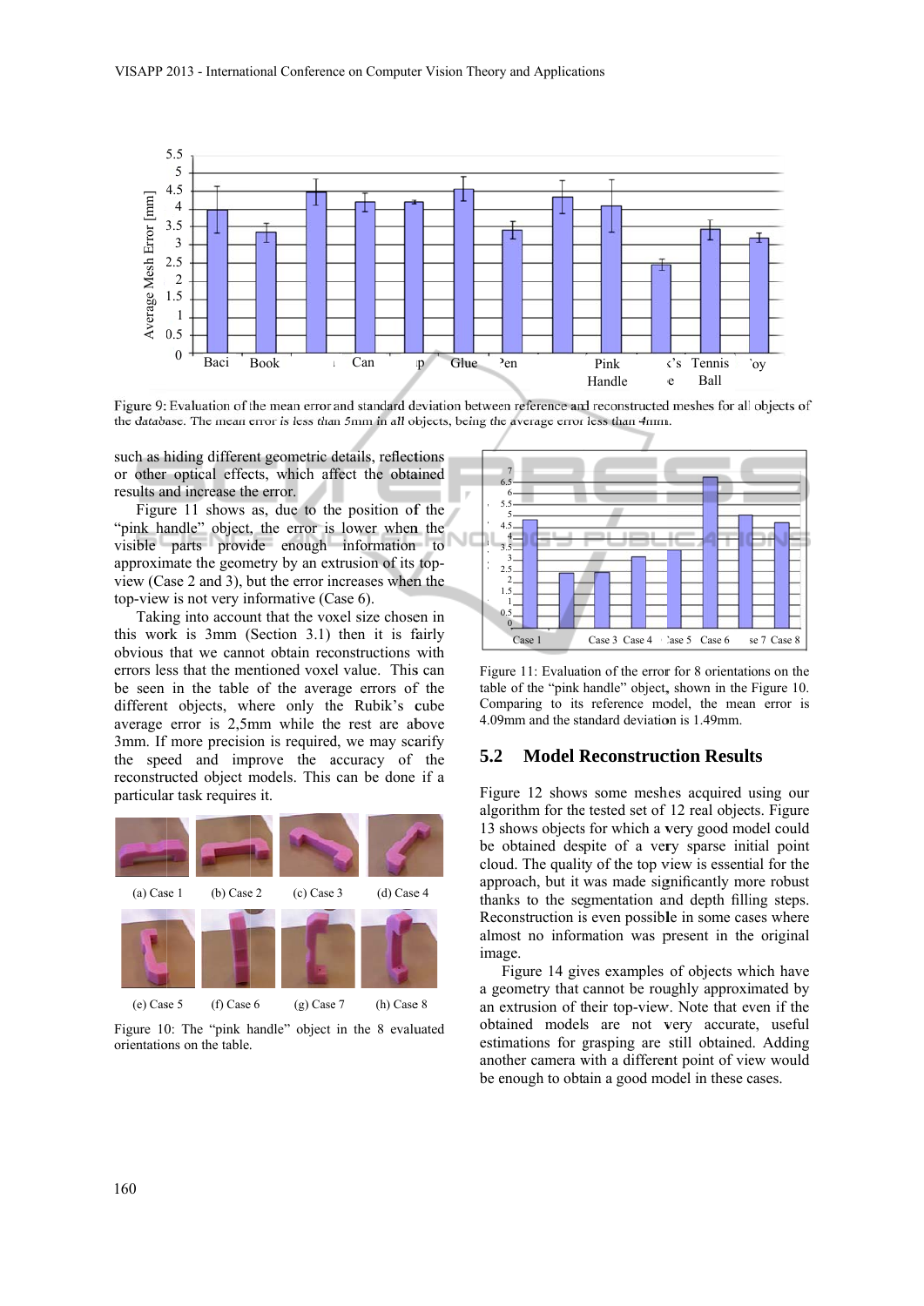Figure 9: Evaluation of the mean error and standard deviation between reference and reconstructed meshes for all objects of the database. The mean error is less than 5mm in all objects, being the average error less than 4mm.

such as hiding different geometric details, reflections or other optical effects, which affect the obtained results and increase the error.

Figure 11 shows as, due to the position of the "pink handle" object, the error is lower when the visible parts provide enough information to approximate the geometry by an extrusion of its top-view (Case 2 and 3), but the error increases when the top-view is not very informative (Case 6).

Taking into account that the voxel size chosen in this work is 3mm (Section 3.1) then it is fairly obvious that we cannot obtain reconstructions with errors less that the mentioned voxel value. This can be seen in the table of the average errors of the different objects, where only the Rubik's cube average error is 2,5mm while the rest are above 3mm. If more precision is required, we may scarify the speed and improve the accuracy of the reconstructed object models. This can be done if a particular task requires it.

(a) Case 1 (b) Case 2 (c) Case 3 (d) Case 4

(e) Case 5 (f) Case 6 (g) Case 7 (h) Case 8

Figure 10: The "pink handle" object in the 8 evaluated orientations on the table.

Figure 11: Evaluation of the error for 8 orientations on the table of the "pink handle" object, shown in the Figure 10. Comparing to its reference model, the mean error is 4.09mm and the standard deviation is 1.49mm.

## 5.2 Model Reconstruction Results

Figure 12 shows some meshes acquired using our algorithm for the tested set of 12 real objects. Figure 13 shows objects for which a very good model could be obtained despite of a very sparse initial point cloud. The quality of the top view is essential for the approach, but it was made significantly more robust thanks to the segmentation and depth filling steps. Reconstruction is even possible in some cases where almost no information was present in the original image.

Figure 14 gives examples of objects which have a geometry that cannot be roughly approximated by an extrusion of their top-view. Note that even if the obtained models are not very accurate, useful estimations for grasping are still obtained. Adding another camera with a different point of view would be enough to obtain a good model in these cases.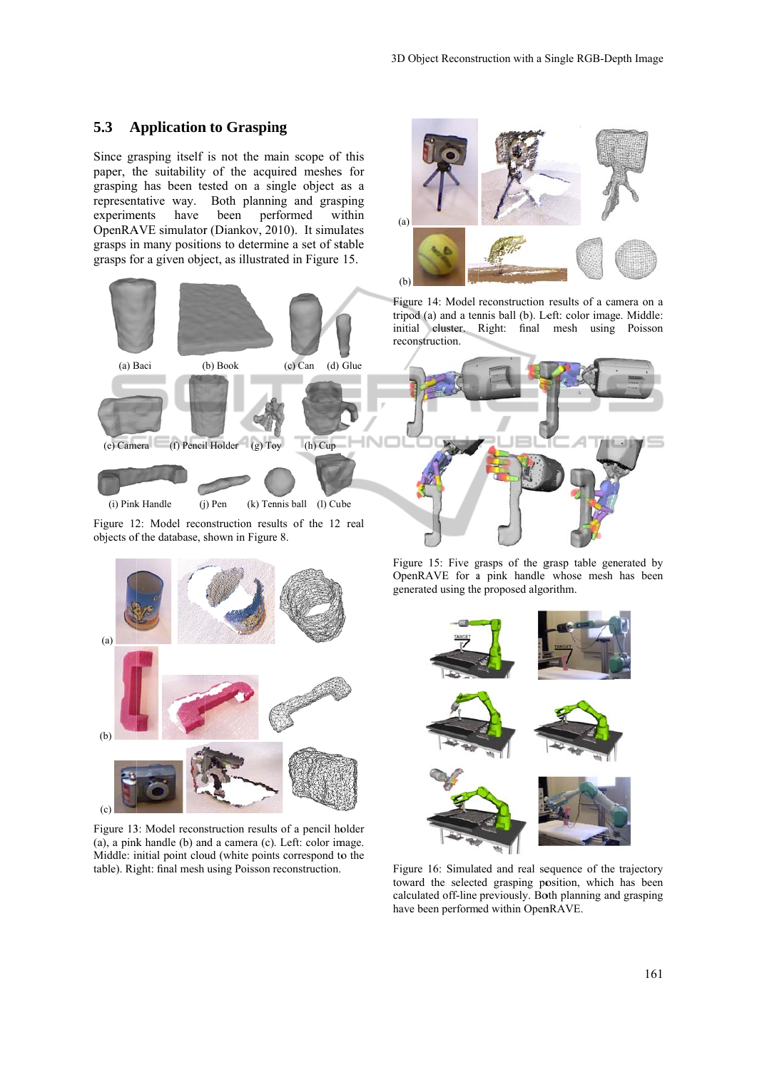### 5.3 Application to Grasping

Since grasping itself is not the main scope of this paper, the suitability of the acquired meshes for grasping has been tested on a single object as a representative way. Both planning and grasping experiments have been performed within OpenRAVE simulator (Diankov, 2010). It simulates grasps in many positions to determine a set of stable grasps for a given object, as illustrated in Figure 15.

(a) Baci (b) Book (c) Can (d) Glue

(e) Camera (f) Pencil Holder (g) Toy (h) Cup

(i) Pink Handle (j) Pen (k) Tennis ball (l) Cube

Figure 12: Model reconstruction results of the 12 real objects of the database, shown in Figure 8.

(a)

(b)

(c)

Figure 13: Model reconstruction results of a pencil holder (a), a pink handle (b) and a camera (c). Left: color image. Middle: initial point cloud (white points correspond to the table). Right: final mesh using Poisson reconstruction.

(a)

(b)

Figure 14: Model reconstruction results of a camera on a tripod (a) and a tennis ball (b). Left: color image. Middle: initial cluster. Right: final mesh using Poisson reconstruction.

Figure 15: Five grasps of the grasp table generated by OpenRAVE for a pink handle whose mesh has been generated using the proposed algorithm.

Figure 16: Simulated and real sequence of the trajectory toward the selected grasping position, which has been calculated off-line previously. Both planning and grasping have been performed within OpenRAVE.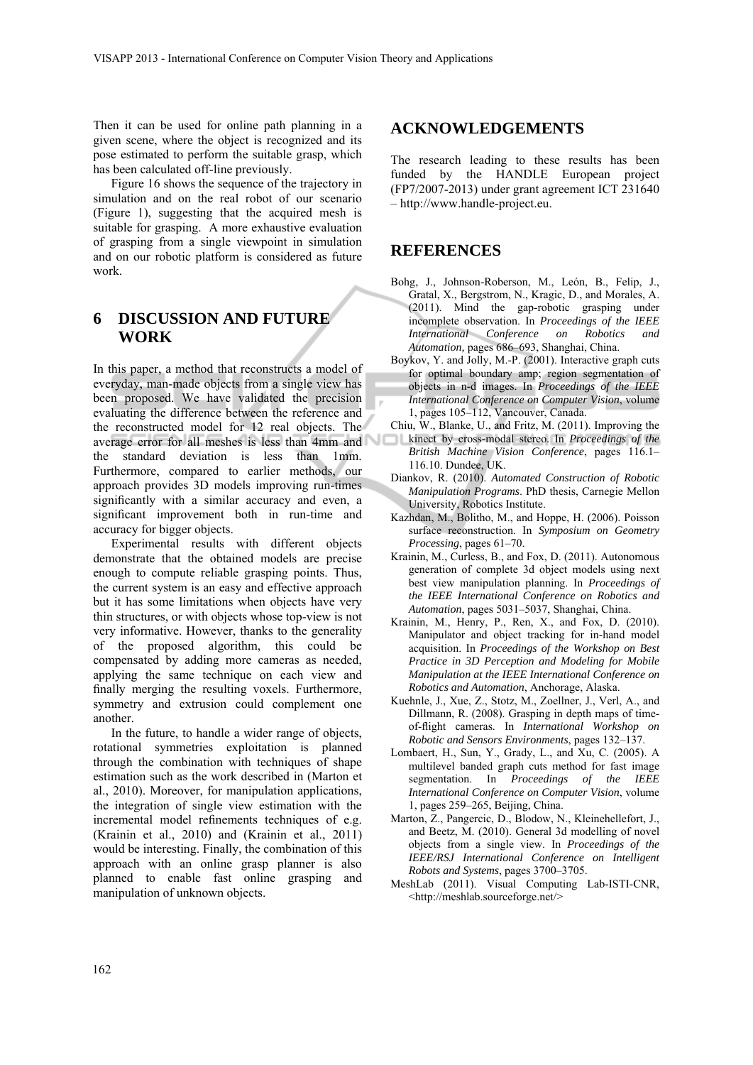Then it can be used for online path planning in a given scene, where the object is recognized and its pose estimated to perform the suitable grasp, which has been calculated off-line previously.

Figure 16 shows the sequence of the trajectory in simulation and on the real robot of our scenario (Figure 1), suggesting that the acquired mesh is suitable for grasping. A more exhaustive evaluation of grasping from a single viewpoint in simulation and on our robotic platform is considered as future work.

## 6 DISCUSSION AND FUTURE WORK

In this paper, a method that reconstructs a model of everyday, man-made objects from a single view has been proposed. We have validated the precision evaluating the difference between the reference and the reconstructed model for 12 real objects. The average error for all meshes is less than 4mm and the standard deviation is less than 1mm. Furthermore, compared to earlier methods, our approach provides 3D models improving run-times significantly with a similar accuracy and even, a significant improvement both in run-time and accuracy for bigger objects.

Experimental results with different objects demonstrate that the obtained models are precise enough to compute reliable grasping points. Thus, the current system is an easy and effective approach but it has some limitations when objects have very thin structures, or with objects whose top-view is not very informative. However, thanks to the generality of the proposed algorithm, this could be compensated by adding more cameras as needed, applying the same technique on each view and finally merging the resulting voxels. Furthermore, symmetry and extrusion could complement one another.

In the future, to handle a wider range of objects, rotational symmetries exploitation is planned through the combination with techniques of shape estimation such as the work described in (Marton et al., 2010). Moreover, for manipulation applications, the integration of single view estimation with the incremental model refinements techniques of e.g. (Krainin et al., 2010) and (Krainin et al., 2011) would be interesting. Finally, the combination of this approach with an online grasp planner is also planned to enable fast online grasping and manipulation of unknown objects.

## ACKNOWLEDGEMENTS

The research leading to these results has been funded by the HANDLE European project (FP7/2007-2013) under grant agreement ICT 231640 – http://www.handle-project.eu.

## REFERENCES

Bohg, J., Johnson-Roberson, M., León, B., Felip, J., Gratal, X., Bergstrom, N., Kragic, D., and Morales, A. (2011). Mind the gap-robotic grasping under incomplete observation. In *Proceedings of the IEEE International Conference on Robotics and Automation,* pages 686–693, Shanghai, China.

Boykov, Y. and Jolly, M.-P. (2001). Interactive graph cuts for optimal boundary amp; region segmentation of objects in n-d images. In *Proceedings of the IEEE International Conference on Computer Vision*, volume 1, pages 105–112, Vancouver, Canada.

Chiu, W., Blanke, U., and Fritz, M. (2011). Improving the kinect by cross-modal stereo. In *Proceedings of the British Machine Vision Conference*, pages 116.1–116.10. Dundee, UK.

Diankov, R. (2010). *Automated Construction of Robotic Manipulation Programs*. PhD thesis, Carnegie Mellon University, Robotics Institute.

Kazhdan, M., Bolitho, M., and Hoppe, H. (2006). Poisson surface reconstruction. In *Symposium on Geometry Processing*, pages 61–70.

Krainin, M., Curless, B., and Fox, D. (2011). Autonomous generation of complete 3d object models using next best view manipulation planning. In *Proceedings of the IEEE International Conference on Robotics and Automation*, pages 5031–5037, Shanghai, China.

Krainin, M., Henry, P., Ren, X., and Fox, D. (2010). Manipulator and object tracking for in-hand model acquisition. In *Proceedings of the Workshop on Best Practice in 3D Perception and Modeling for Mobile Manipulation at the IEEE International Conference on Robotics and Automation*, Anchorage, Alaska.

Kuehnle, J., Xue, Z., Stotz, M., Zoellner, J., Verl, A., and Dillmann, R. (2008). Grasping in depth maps of time-of-flight cameras. In *International Workshop on Robotic and Sensors Environments*, pages 132–137.

Lombaert, H., Sun, Y., Grady, L., and Xu, C. (2005). A multilevel banded graph cuts method for fast image segmentation. In *Proceedings of the IEEE International Conference on Computer Vision*, volume 1, pages 259–265, Beijing, China.

Marton, Z., Pangercic, D., Blodow, N., Kleinehellefort, J., and Beetz, M. (2010). General 3d modelling of novel objects from a single view. In *Proceedings of the IEEE/RSJ International Conference on Intelligent Robots and Systems*, pages 3700–3705.

MeshLab (2011). Visual Computing Lab-ISTI-CNR, <http://meshlab.sourceforge.net/>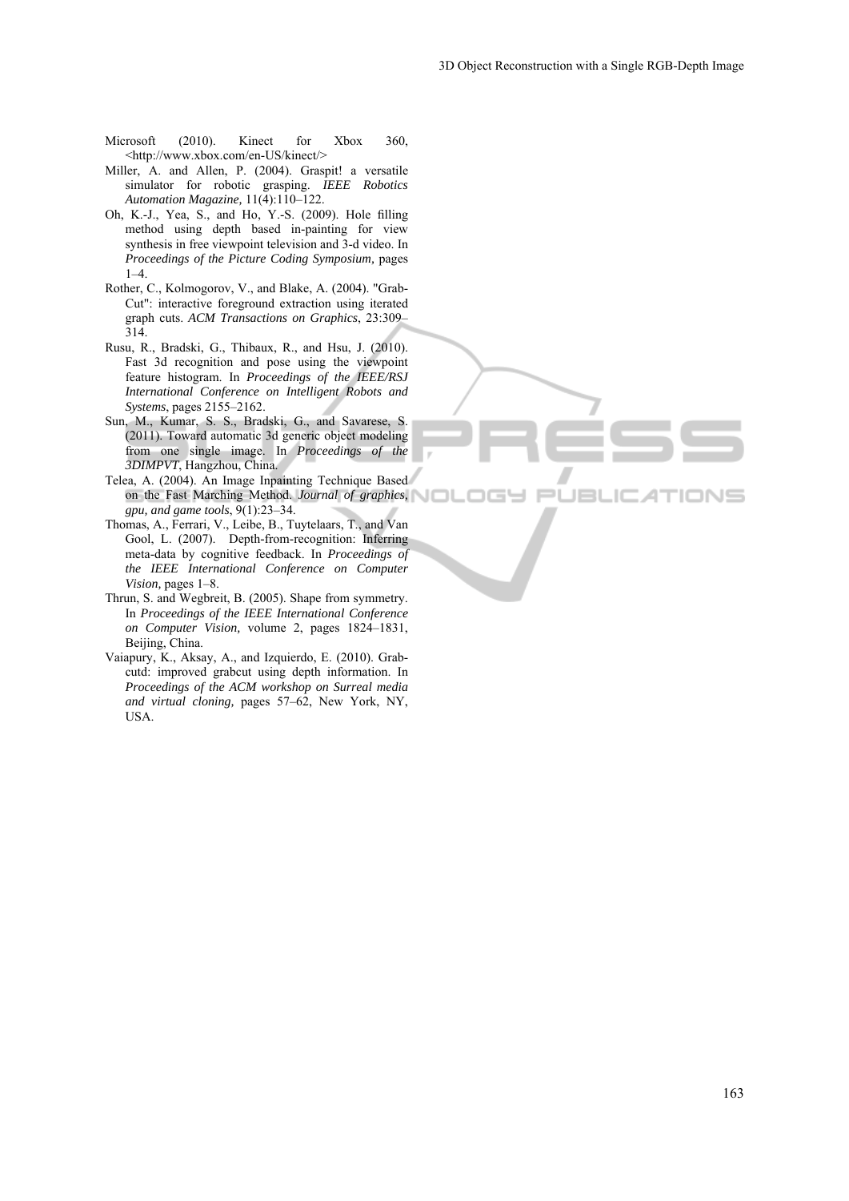Microsoft (2010). Kinect for Xbox 360, <http://www.xbox.com/en-US/kinect/>

Miller, A. and Allen, P. (2004). Graspit! a versatile simulator for robotic grasping. *IEEE Robotics Automation Magazine,* 11(4):110–122.

Oh, K.-J., Yea, S., and Ho, Y.-S. (2009). Hole filling method using depth based in-painting for view synthesis in free viewpoint television and 3-d video. In *Proceedings of the Picture Coding Symposium*, pages 1–4.

Rother, C., Kolmogorov, V., and Blake, A. (2004). "Grab-Cut": interactive foreground extraction using iterated graph cuts. *ACM Transactions on Graphics*, 23:309–314.

Rusu, R., Bradski, G., Thibaux, R., and Hsu, J. (2010). Fast 3d recognition and pose using the viewpoint feature histogram. In *Proceedings of the IEEE/RSJ International Conference on Intelligent Robots and Systems*, pages 2155–2162.

Sun, M., Kumar, S. S., Bradski, G., and Savarese, S. (2011). Toward automatic 3d generic object modeling from one single image. In *Proceedings of the 3DIMPVT*, Hangzhou, China.

Telea, A. (2004). An Image Inpainting Technique Based on the Fast Marching Method. *Journal of graphics, gpu, and game tools*, 9(1):23–34.

Thomas, A., Ferrari, V., Leibe, B., Tuytelaars, T., and Van Gool, L. (2007). Depth-from-recognition: Inferring meta-data by cognitive feedback. In *Proceedings of the IEEE International Conference on Computer Vision,* pages 1–8.

Thrun, S. and Wegbreit, B. (2005). Shape from symmetry. In *Proceedings of the IEEE International Conference on Computer Vision,* volume 2, pages 1824–1831, Beijing, China.

Vaiapury, K., Aksay, A., and Izquierdo, E. (2010). Grab-cutd: improved grabcut using depth information. In *Proceedings of the ACM workshop on Surreal media and virtual cloning,* pages 57–62, New York, NY, USA.